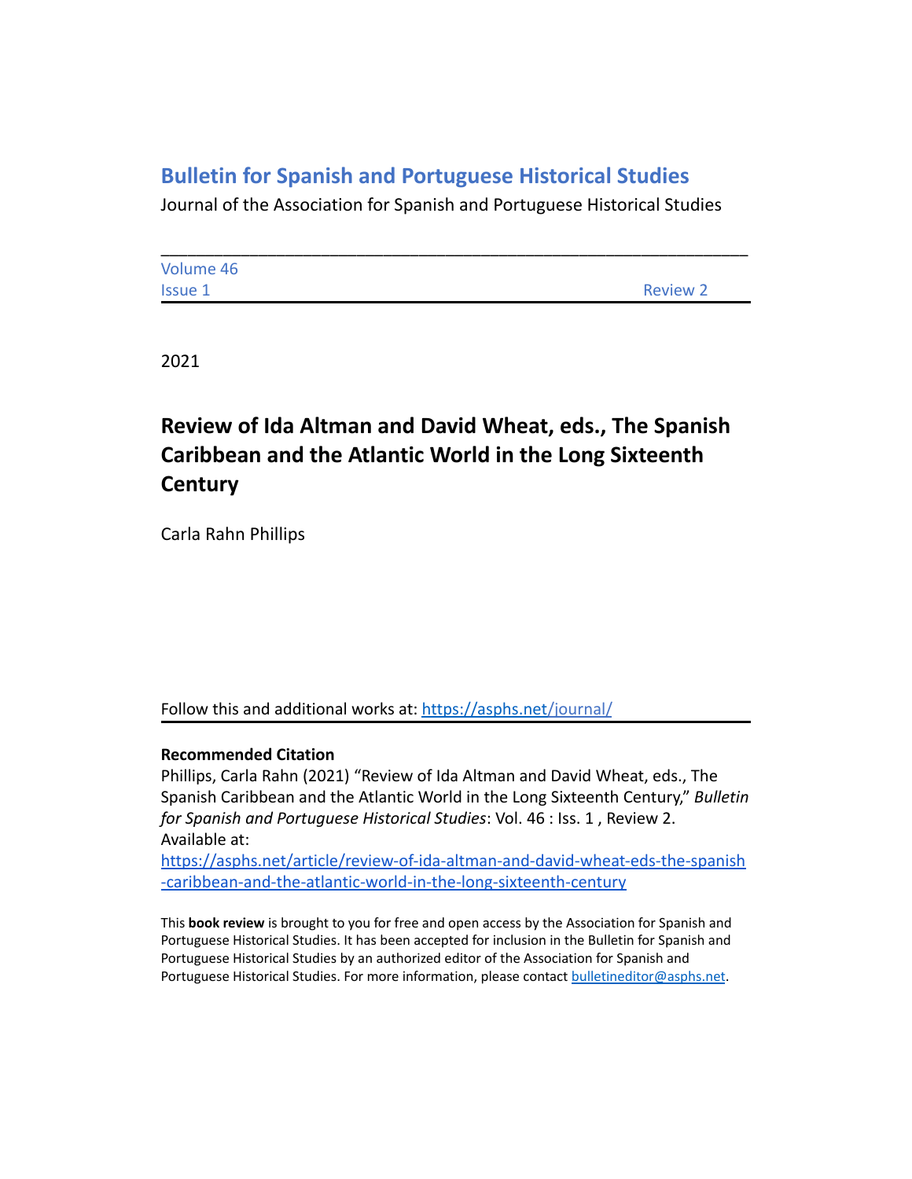# Bulletin for Spanish and Portuguese Historical Studies

Journal of the Association for Spanish and Portuguese Historical Studies

---

Volume 46
Issue 1 | Review 2

2021

## Review of Ida Altman and David Wheat, eds., The Spanish Caribbean and the Atlantic World in the Long Sixteenth Century

Carla Rahn Phillips

Follow this and additional works at: https://asphs.net/journal/

**Recommended Citation**

Phillips, Carla Rahn (2021) "Review of Ida Altman and David Wheat, eds., The Spanish Caribbean and the Atlantic World in the Long Sixteenth Century," *Bulletin for Spanish and Portuguese Historical Studies*: Vol. 46 : Iss. 1 , Review 2. Available at: https://asphs.net/article/review-of-ida-altman-and-david-wheat-eds-the-spanish-caribbean-and-the-atlantic-world-in-the-long-sixteenth-century

This **book review** is brought to you for free and open access by the Association for Spanish and Portuguese Historical Studies. It has been accepted for inclusion in the Bulletin for Spanish and Portuguese Historical Studies by an authorized editor of the Association for Spanish and Portuguese Historical Studies. For more information, please contact bulletineditor@asphs.net.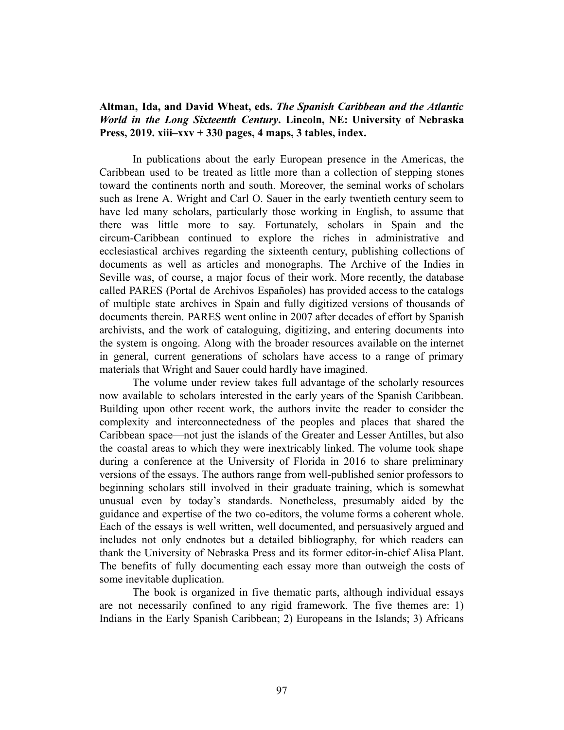**Altman, Ida, and David Wheat, eds. *The Spanish Caribbean and the Atlantic World in the Long Sixteenth Century*. Lincoln, NE: University of Nebraska Press, 2019. xiii–xxv + 330 pages, 4 maps, 3 tables, index.**

In publications about the early European presence in the Americas, the Caribbean used to be treated as little more than a collection of stepping stones toward the continents north and south. Moreover, the seminal works of scholars such as Irene A. Wright and Carl O. Sauer in the early twentieth century seem to have led many scholars, particularly those working in English, to assume that there was little more to say. Fortunately, scholars in Spain and the circum-Caribbean continued to explore the riches in administrative and ecclesiastical archives regarding the sixteenth century, publishing collections of documents as well as articles and monographs. The Archive of the Indies in Seville was, of course, a major focus of their work. More recently, the database called PARES (Portal de Archivos Españoles) has provided access to the catalogs of multiple state archives in Spain and fully digitized versions of thousands of documents therein. PARES went online in 2007 after decades of effort by Spanish archivists, and the work of cataloguing, digitizing, and entering documents into the system is ongoing. Along with the broader resources available on the internet in general, current generations of scholars have access to a range of primary materials that Wright and Sauer could hardly have imagined.

The volume under review takes full advantage of the scholarly resources now available to scholars interested in the early years of the Spanish Caribbean. Building upon other recent work, the authors invite the reader to consider the complexity and interconnectedness of the peoples and places that shared the Caribbean space—not just the islands of the Greater and Lesser Antilles, but also the coastal areas to which they were inextricably linked. The volume took shape during a conference at the University of Florida in 2016 to share preliminary versions of the essays. The authors range from well-published senior professors to beginning scholars still involved in their graduate training, which is somewhat unusual even by today's standards. Nonetheless, presumably aided by the guidance and expertise of the two co-editors, the volume forms a coherent whole. Each of the essays is well written, well documented, and persuasively argued and includes not only endnotes but a detailed bibliography, for which readers can thank the University of Nebraska Press and its former editor-in-chief Alisa Plant. The benefits of fully documenting each essay more than outweigh the costs of some inevitable duplication.

The book is organized in five thematic parts, although individual essays are not necessarily confined to any rigid framework. The five themes are: 1) Indians in the Early Spanish Caribbean; 2) Europeans in the Islands; 3) Africans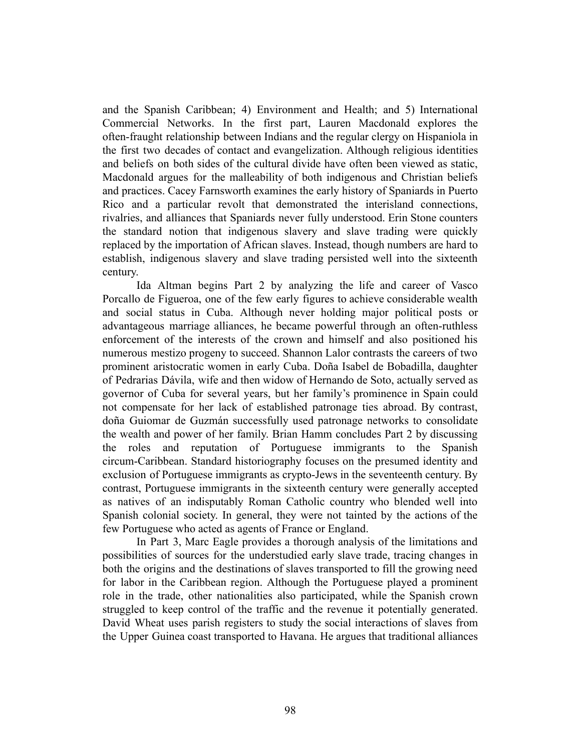and the Spanish Caribbean; 4) Environment and Health; and 5) International Commercial Networks. In the first part, Lauren Macdonald explores the often-fraught relationship between Indians and the regular clergy on Hispaniola in the first two decades of contact and evangelization. Although religious identities and beliefs on both sides of the cultural divide have often been viewed as static, Macdonald argues for the malleability of both indigenous and Christian beliefs and practices. Cacey Farnsworth examines the early history of Spaniards in Puerto Rico and a particular revolt that demonstrated the interisland connections, rivalries, and alliances that Spaniards never fully understood. Erin Stone counters the standard notion that indigenous slavery and slave trading were quickly replaced by the importation of African slaves. Instead, though numbers are hard to establish, indigenous slavery and slave trading persisted well into the sixteenth century.

Ida Altman begins Part 2 by analyzing the life and career of Vasco Porcallo de Figueroa, one of the few early figures to achieve considerable wealth and social status in Cuba. Although never holding major political posts or advantageous marriage alliances, he became powerful through an often-ruthless enforcement of the interests of the crown and himself and also positioned his numerous mestizo progeny to succeed. Shannon Lalor contrasts the careers of two prominent aristocratic women in early Cuba. Doña Isabel de Bobadilla, daughter of Pedrarias Dávila, wife and then widow of Hernando de Soto, actually served as governor of Cuba for several years, but her family's prominence in Spain could not compensate for her lack of established patronage ties abroad. By contrast, doña Guiomar de Guzmán successfully used patronage networks to consolidate the wealth and power of her family. Brian Hamm concludes Part 2 by discussing the roles and reputation of Portuguese immigrants to the Spanish circum-Caribbean. Standard historiography focuses on the presumed identity and exclusion of Portuguese immigrants as crypto-Jews in the seventeenth century. By contrast, Portuguese immigrants in the sixteenth century were generally accepted as natives of an indisputably Roman Catholic country who blended well into Spanish colonial society. In general, they were not tainted by the actions of the few Portuguese who acted as agents of France or England.

In Part 3, Marc Eagle provides a thorough analysis of the limitations and possibilities of sources for the understudied early slave trade, tracing changes in both the origins and the destinations of slaves transported to fill the growing need for labor in the Caribbean region. Although the Portuguese played a prominent role in the trade, other nationalities also participated, while the Spanish crown struggled to keep control of the traffic and the revenue it potentially generated. David Wheat uses parish registers to study the social interactions of slaves from the Upper Guinea coast transported to Havana. He argues that traditional alliances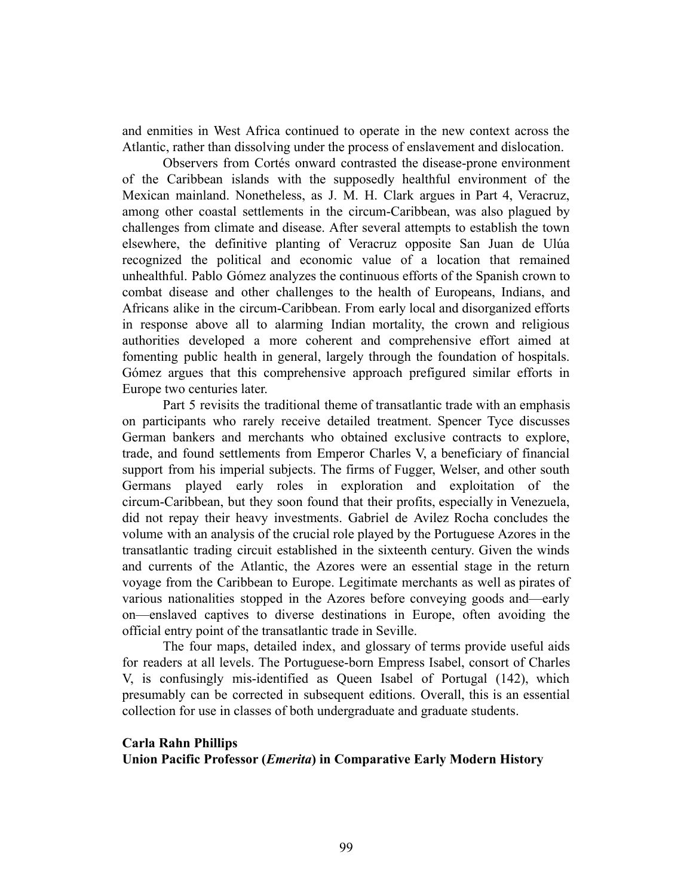and enmities in West Africa continued to operate in the new context across the Atlantic, rather than dissolving under the process of enslavement and dislocation.

Observers from Cortés onward contrasted the disease-prone environment of the Caribbean islands with the supposedly healthful environment of the Mexican mainland. Nonetheless, as J. M. H. Clark argues in Part 4, Veracruz, among other coastal settlements in the circum-Caribbean, was also plagued by challenges from climate and disease. After several attempts to establish the town elsewhere, the definitive planting of Veracruz opposite San Juan de Ulúa recognized the political and economic value of a location that remained unhealthful. Pablo Gómez analyzes the continuous efforts of the Spanish crown to combat disease and other challenges to the health of Europeans, Indians, and Africans alike in the circum-Caribbean. From early local and disorganized efforts in response above all to alarming Indian mortality, the crown and religious authorities developed a more coherent and comprehensive effort aimed at fomenting public health in general, largely through the foundation of hospitals. Gómez argues that this comprehensive approach prefigured similar efforts in Europe two centuries later.

Part 5 revisits the traditional theme of transatlantic trade with an emphasis on participants who rarely receive detailed treatment. Spencer Tyce discusses German bankers and merchants who obtained exclusive contracts to explore, trade, and found settlements from Emperor Charles V, a beneficiary of financial support from his imperial subjects. The firms of Fugger, Welser, and other south Germans played early roles in exploration and exploitation of the circum-Caribbean, but they soon found that their profits, especially in Venezuela, did not repay their heavy investments. Gabriel de Avilez Rocha concludes the volume with an analysis of the crucial role played by the Portuguese Azores in the transatlantic trading circuit established in the sixteenth century. Given the winds and currents of the Atlantic, the Azores were an essential stage in the return voyage from the Caribbean to Europe. Legitimate merchants as well as pirates of various nationalities stopped in the Azores before conveying goods and—early on—enslaved captives to diverse destinations in Europe, often avoiding the official entry point of the transatlantic trade in Seville.

The four maps, detailed index, and glossary of terms provide useful aids for readers at all levels. The Portuguese-born Empress Isabel, consort of Charles V, is confusingly mis-identified as Queen Isabel of Portugal (142), which presumably can be corrected in subsequent editions. Overall, this is an essential collection for use in classes of both undergraduate and graduate students.

**Carla Rahn Phillips**
**Union Pacific Professor (*Emerita*) in Comparative Early Modern History**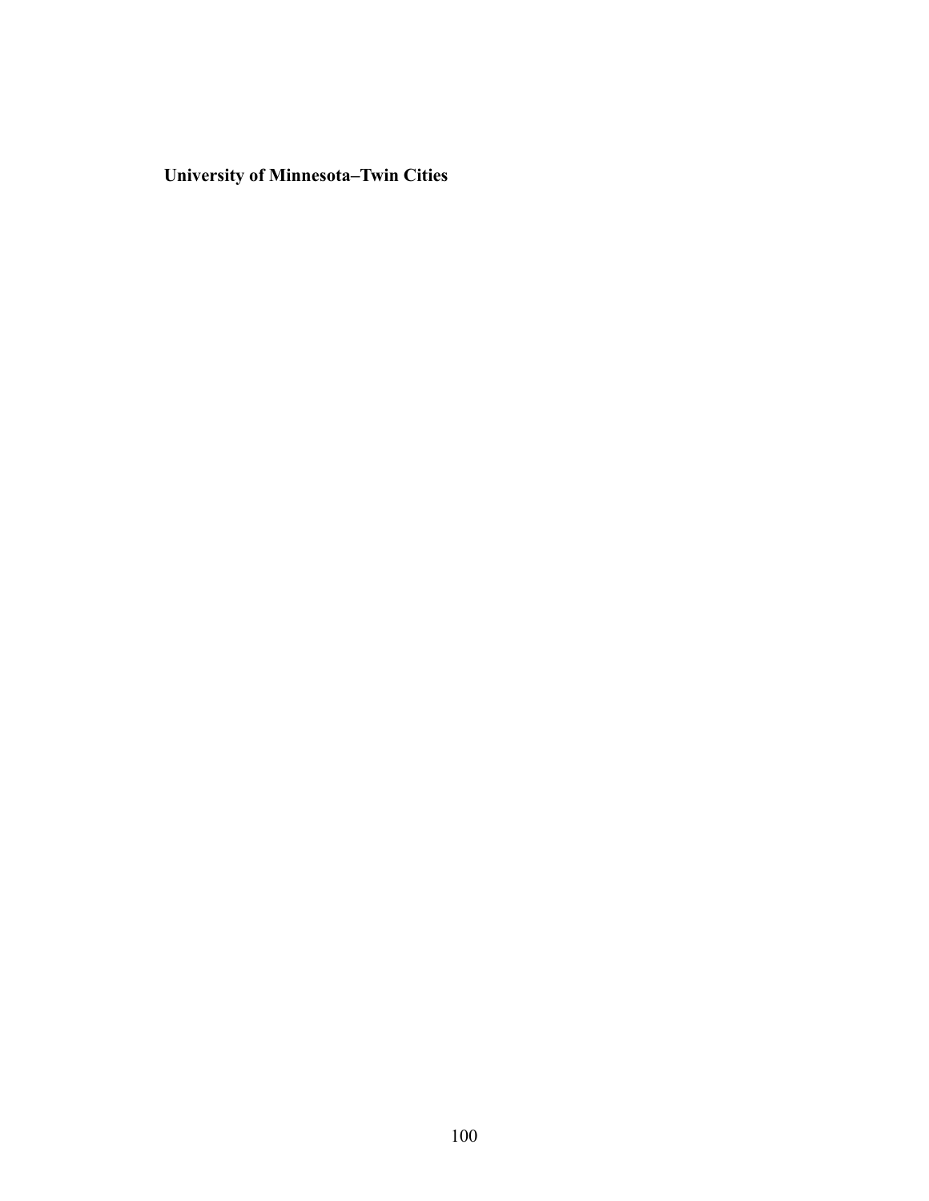**University of Minnesota–Twin Cities**